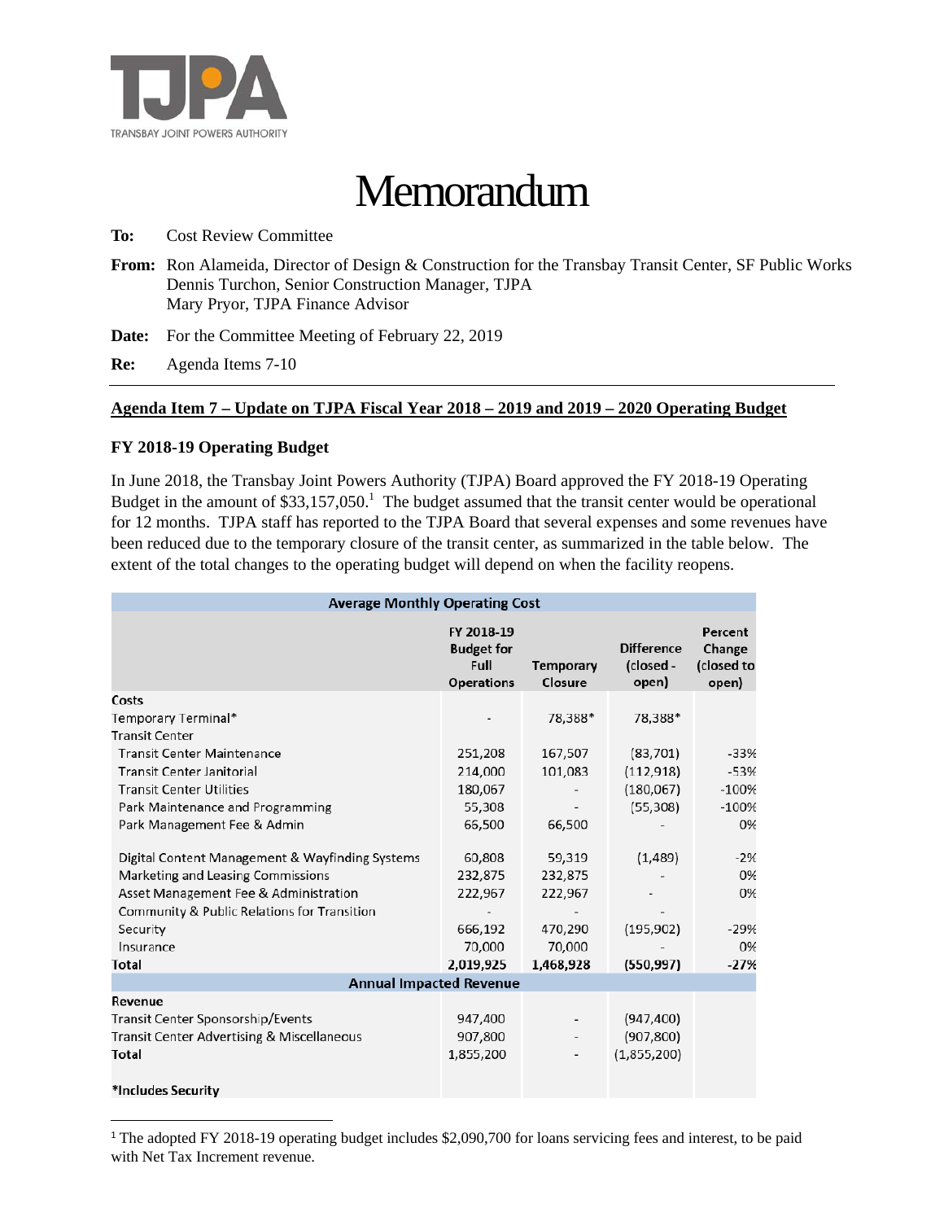TJPA

TRANSBAY JOINT POWERS AUTHORITY

# Memorandum

**To:** Cost Review Committee

**From:** Ron Alameida, Director of Design & Construction for the Transbay Transit Center, SF Public Works
Dennis Turchon, Senior Construction Manager, TJPA
Mary Pryor, TJPA Finance Advisor

**Date:** For the Committee Meeting of February 22, 2019

**Re:** Agenda Items 7-10

## Agenda Item 7 – Update on TJPA Fiscal Year 2018 – 2019 and 2019 – 2020 Operating Budget

### FY 2018-19 Operating Budget

In June 2018, the Transbay Joint Powers Authority (TJPA) Board approved the FY 2018-19 Operating Budget in the amount of $33,157,050.[1] The budget assumed that the transit center would be operational for 12 months. TJPA staff has reported to the TJPA Board that several expenses and some revenues have been reduced due to the temporary closure of the transit center, as summarized in the table below. The extent of the total changes to the operating budget will depend on when the facility reopens.

| Average Monthly Operating Cost | | | | |
|---|---|---|---|---|
| | FY 2018-19 Budget for Full Operations | Temporary Closure | Difference (closed - open) | Percent Change (closed to open) |
| **Costs** | | | | |
| Temporary Terminal* | - | 78,388* | 78,388* | |
| Transit Center | | | | |
| Transit Center Maintenance | 251,208 | 167,507 | (83,701) | -33% |
| Transit Center Janitorial | 214,000 | 101,083 | (112,918) | -53% |
| Transit Center Utilities | 180,067 | - | (180,067) | -100% |
| Park Maintenance and Programming | 55,308 | - | (55,308) | -100% |
| Park Management Fee & Admin | 66,500 | 66,500 | - | 0% |
| Digital Content Management & Wayfinding Systems | 60,808 | 59,319 | (1,489) | -2% |
| Marketing and Leasing Commissions | 232,875 | 232,875 | - | 0% |
| Asset Management Fee & Administration | 222,967 | 222,967 | - | 0% |
| Community & Public Relations for Transition | - | - | - | |
| Security | 666,192 | 470,290 | (195,902) | -29% |
| Insurance | 70,000 | 70,000 | - | 0% |
| **Total** | **2,019,925** | **1,468,928** | **(550,997)** | **-27%** |
| **Annual Impacted Revenue** | | | | |
| **Revenue** | | | | |
| Transit Center Sponsorship/Events | 947,400 | - | (947,400) | |
| Transit Center Advertising & Miscellaneous | 907,800 | - | (907,800) | |
| **Total** | 1,855,200 | - | (1,855,200) | |

***Includes Security**

[1] The adopted FY 2018-19 operating budget includes $2,090,700 for loans servicing fees and interest, to be paid with Net Tax Increment revenue.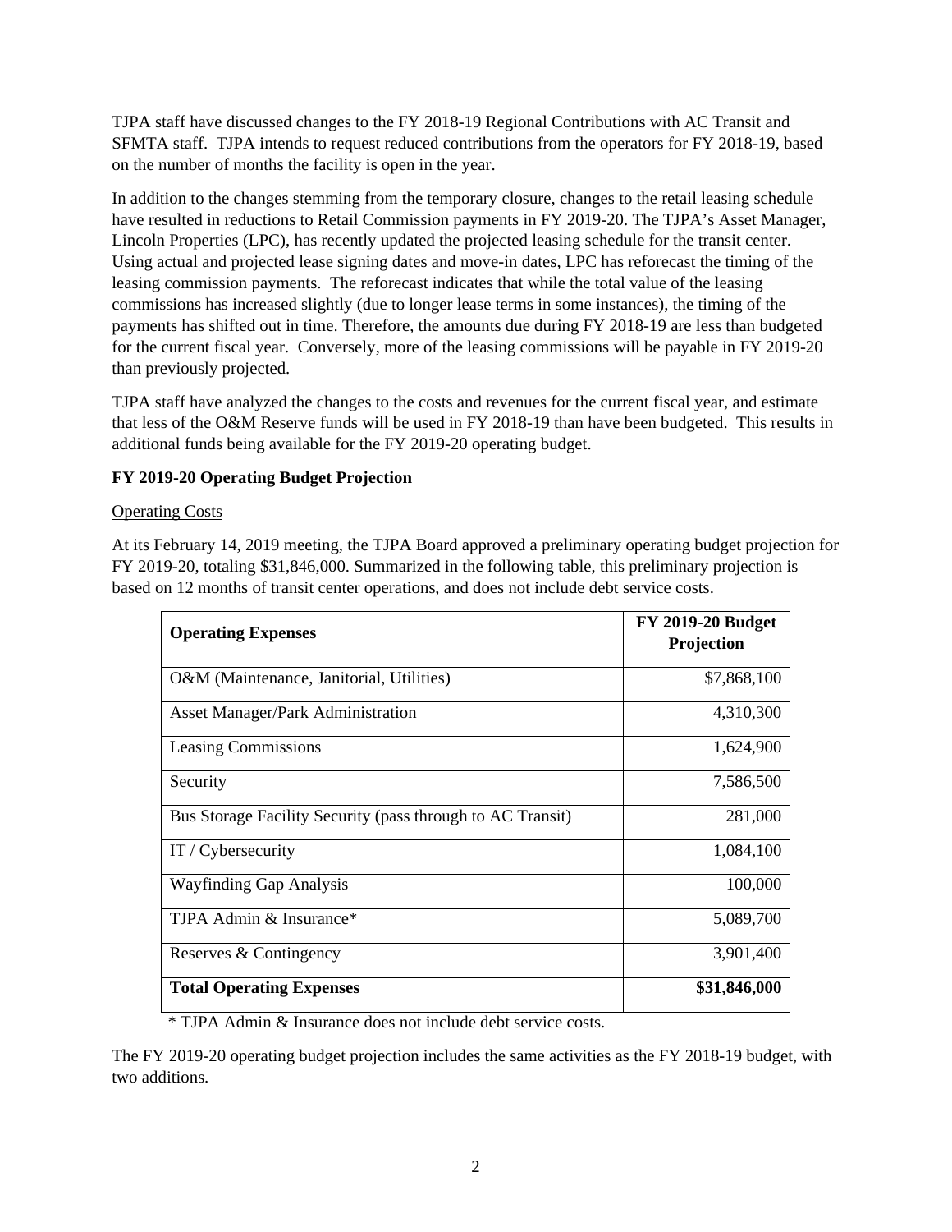TJPA staff have discussed changes to the FY 2018-19 Regional Contributions with AC Transit and SFMTA staff. TJPA intends to request reduced contributions from the operators for FY 2018-19, based on the number of months the facility is open in the year.

In addition to the changes stemming from the temporary closure, changes to the retail leasing schedule have resulted in reductions to Retail Commission payments in FY 2019-20. The TJPA's Asset Manager, Lincoln Properties (LPC), has recently updated the projected leasing schedule for the transit center. Using actual and projected lease signing dates and move-in dates, LPC has reforecast the timing of the leasing commission payments. The reforecast indicates that while the total value of the leasing commissions has increased slightly (due to longer lease terms in some instances), the timing of the payments has shifted out in time. Therefore, the amounts due during FY 2018-19 are less than budgeted for the current fiscal year. Conversely, more of the leasing commissions will be payable in FY 2019-20 than previously projected.

TJPA staff have analyzed the changes to the costs and revenues for the current fiscal year, and estimate that less of the O&M Reserve funds will be used in FY 2018-19 than have been budgeted. This results in additional funds being available for the FY 2019-20 operating budget.

**FY 2019-20 Operating Budget Projection**

Operating Costs

At its February 14, 2019 meeting, the TJPA Board approved a preliminary operating budget projection for FY 2019-20, totaling $31,846,000. Summarized in the following table, this preliminary projection is based on 12 months of transit center operations, and does not include debt service costs.

| **Operating Expenses** | **FY 2019-20 Budget Projection** |
|---|---|
| O&M (Maintenance, Janitorial, Utilities) | $7,868,100 |
| Asset Manager/Park Administration | 4,310,300 |
| Leasing Commissions | 1,624,900 |
| Security | 7,586,500 |
| Bus Storage Facility Security (pass through to AC Transit) | 281,000 |
| IT / Cybersecurity | 1,084,100 |
| Wayfinding Gap Analysis | 100,000 |
| TJPA Admin & Insurance* | 5,089,700 |
| Reserves & Contingency | 3,901,400 |
| **Total Operating Expenses** | **$31,846,000** |

* TJPA Admin & Insurance does not include debt service costs.

The FY 2019-20 operating budget projection includes the same activities as the FY 2018-19 budget, with two additions.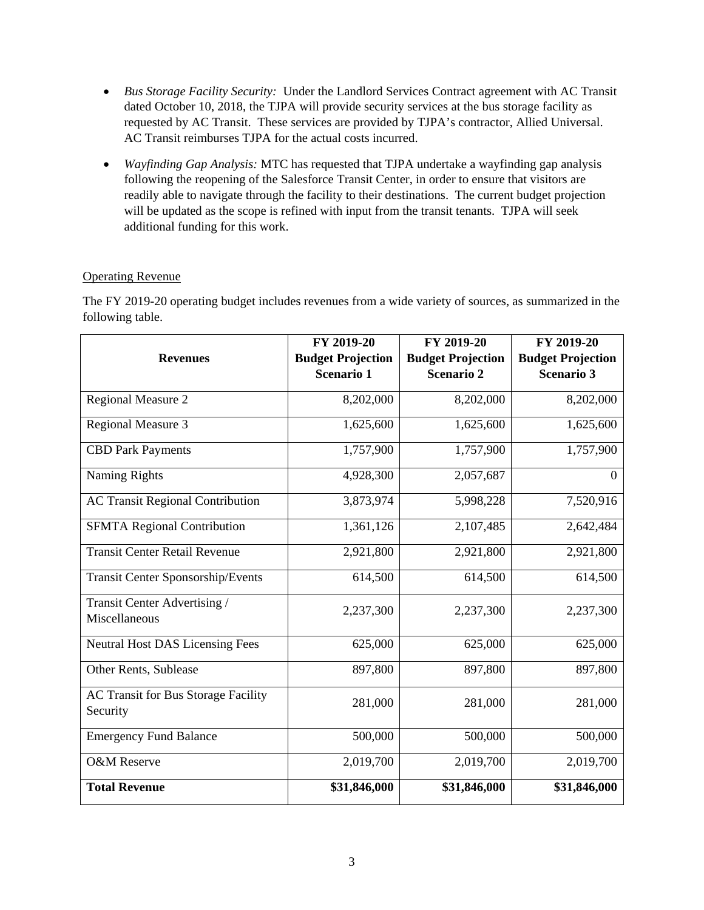- *Bus Storage Facility Security:* Under the Landlord Services Contract agreement with AC Transit dated October 10, 2018, the TJPA will provide security services at the bus storage facility as requested by AC Transit. These services are provided by TJPA's contractor, Allied Universal. AC Transit reimburses TJPA for the actual costs incurred.
- *Wayfinding Gap Analysis:* MTC has requested that TJPA undertake a wayfinding gap analysis following the reopening of the Salesforce Transit Center, in order to ensure that visitors are readily able to navigate through the facility to their destinations. The current budget projection will be updated as the scope is refined with input from the transit tenants. TJPA will seek additional funding for this work.

Operating Revenue

The FY 2019-20 operating budget includes revenues from a wide variety of sources, as summarized in the following table.

| **Revenues** | **FY 2019-20 Budget Projection Scenario 1** | **FY 2019-20 Budget Projection Scenario 2** | **FY 2019-20 Budget Projection Scenario 3** |
|---|---:|---:|---:|
| Regional Measure 2 | 8,202,000 | 8,202,000 | 8,202,000 |
| Regional Measure 3 | 1,625,600 | 1,625,600 | 1,625,600 |
| CBD Park Payments | 1,757,900 | 1,757,900 | 1,757,900 |
| Naming Rights | 4,928,300 | 2,057,687 | 0 |
| AC Transit Regional Contribution | 3,873,974 | 5,998,228 | 7,520,916 |
| SFMTA Regional Contribution | 1,361,126 | 2,107,485 | 2,642,484 |
| Transit Center Retail Revenue | 2,921,800 | 2,921,800 | 2,921,800 |
| Transit Center Sponsorship/Events | 614,500 | 614,500 | 614,500 |
| Transit Center Advertising / Miscellaneous | 2,237,300 | 2,237,300 | 2,237,300 |
| Neutral Host DAS Licensing Fees | 625,000 | 625,000 | 625,000 |
| Other Rents, Sublease | 897,800 | 897,800 | 897,800 |
| AC Transit for Bus Storage Facility Security | 281,000 | 281,000 | 281,000 |
| Emergency Fund Balance | 500,000 | 500,000 | 500,000 |
| O&M Reserve | 2,019,700 | 2,019,700 | 2,019,700 |
| **Total Revenue** | **$31,846,000** | **$31,846,000** | **$31,846,000** |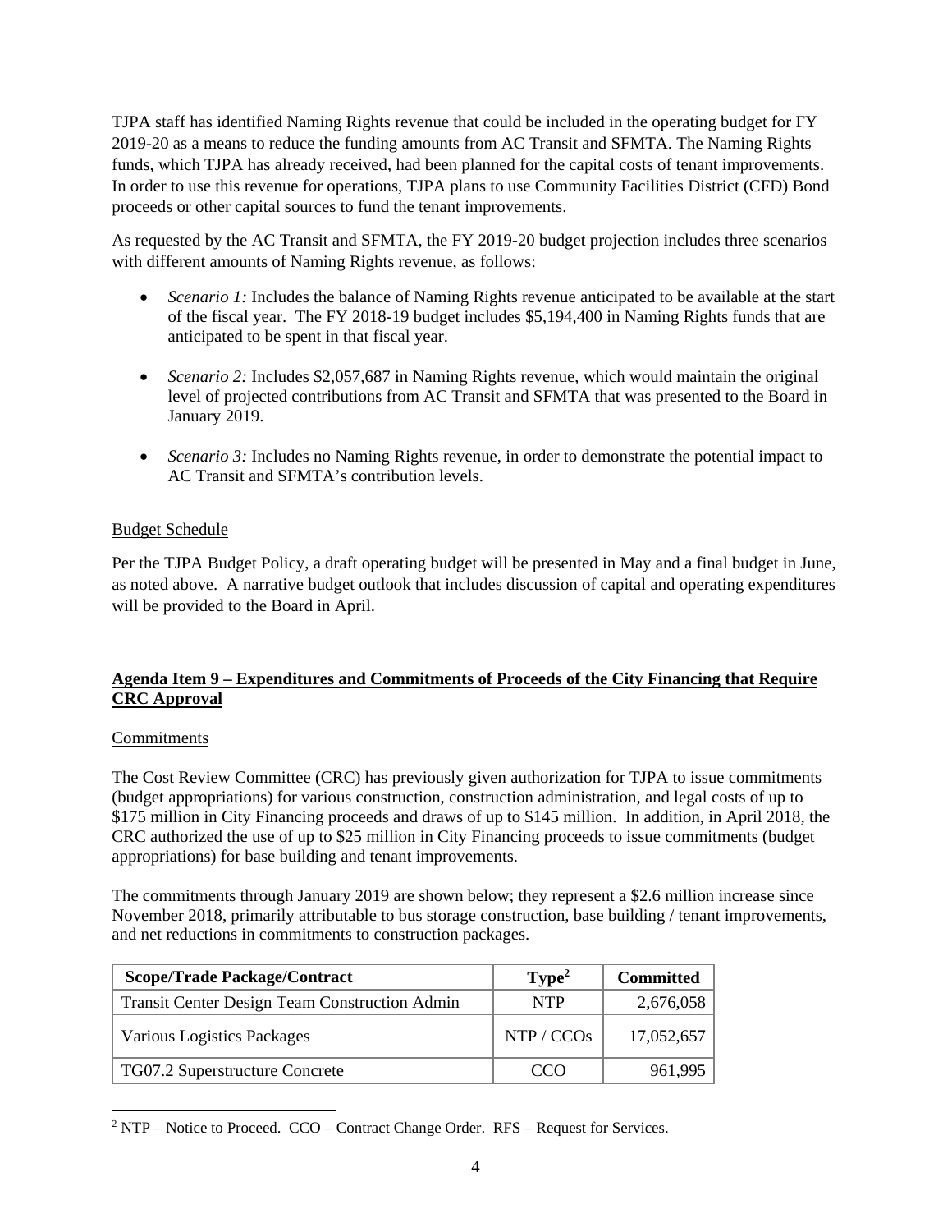TJPA staff has identified Naming Rights revenue that could be included in the operating budget for FY 2019-20 as a means to reduce the funding amounts from AC Transit and SFMTA. The Naming Rights funds, which TJPA has already received, had been planned for the capital costs of tenant improvements. In order to use this revenue for operations, TJPA plans to use Community Facilities District (CFD) Bond proceeds or other capital sources to fund the tenant improvements.

As requested by the AC Transit and SFMTA, the FY 2019-20 budget projection includes three scenarios with different amounts of Naming Rights revenue, as follows:

- *Scenario 1:* Includes the balance of Naming Rights revenue anticipated to be available at the start of the fiscal year. The FY 2018-19 budget includes $5,194,400 in Naming Rights funds that are anticipated to be spent in that fiscal year.
- *Scenario 2:* Includes $2,057,687 in Naming Rights revenue, which would maintain the original level of projected contributions from AC Transit and SFMTA that was presented to the Board in January 2019.
- *Scenario 3:* Includes no Naming Rights revenue, in order to demonstrate the potential impact to AC Transit and SFMTA's contribution levels.

Budget Schedule

Per the TJPA Budget Policy, a draft operating budget will be presented in May and a final budget in June, as noted above. A narrative budget outlook that includes discussion of capital and operating expenditures will be provided to the Board in April.

**Agenda Item 9 – Expenditures and Commitments of Proceeds of the City Financing that Require CRC Approval**

Commitments

The Cost Review Committee (CRC) has previously given authorization for TJPA to issue commitments (budget appropriations) for various construction, construction administration, and legal costs of up to $175 million in City Financing proceeds and draws of up to $145 million. In addition, in April 2018, the CRC authorized the use of up to $25 million in City Financing proceeds to issue commitments (budget appropriations) for base building and tenant improvements.

The commitments through January 2019 are shown below; they represent a $2.6 million increase since November 2018, primarily attributable to bus storage construction, base building / tenant improvements, and net reductions in commitments to construction packages.

| Scope/Trade Package/Contract | Type[2] | Committed |
|---|---|---|
| Transit Center Design Team Construction Admin | NTP | 2,676,058 |
| Various Logistics Packages | NTP / CCOs | 17,052,657 |
| TG07.2 Superstructure Concrete | CCO | 961,995 |

[2] NTP – Notice to Proceed. CCO – Contract Change Order. RFS – Request for Services.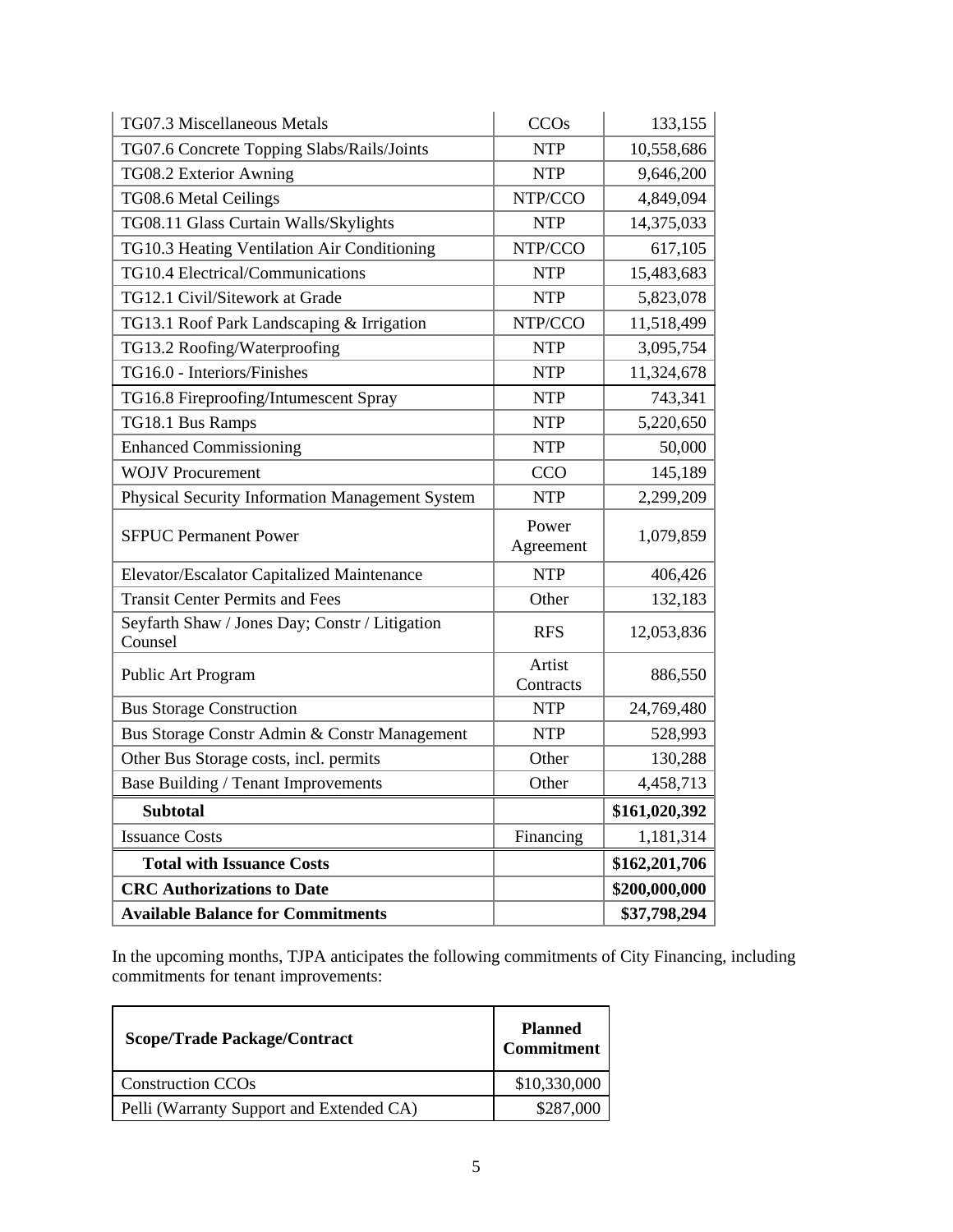| | | |
|---|---|---|
| TG07.3 Miscellaneous Metals | CCOs | 133,155 |
| TG07.6 Concrete Topping Slabs/Rails/Joints | NTP | 10,558,686 |
| TG08.2 Exterior Awning | NTP | 9,646,200 |
| TG08.6 Metal Ceilings | NTP/CCO | 4,849,094 |
| TG08.11 Glass Curtain Walls/Skylights | NTP | 14,375,033 |
| TG10.3 Heating Ventilation Air Conditioning | NTP/CCO | 617,105 |
| TG10.4 Electrical/Communications | NTP | 15,483,683 |
| TG12.1 Civil/Sitework at Grade | NTP | 5,823,078 |
| TG13.1 Roof Park Landscaping & Irrigation | NTP/CCO | 11,518,499 |
| TG13.2 Roofing/Waterproofing | NTP | 3,095,754 |
| TG16.0 - Interiors/Finishes | NTP | 11,324,678 |
| TG16.8 Fireproofing/Intumescent Spray | NTP | 743,341 |
| TG18.1 Bus Ramps | NTP | 5,220,650 |
| Enhanced Commissioning | NTP | 50,000 |
| WOJV Procurement | CCO | 145,189 |
| Physical Security Information Management System | NTP | 2,299,209 |
| SFPUC Permanent Power | Power Agreement | 1,079,859 |
| Elevator/Escalator Capitalized Maintenance | NTP | 406,426 |
| Transit Center Permits and Fees | Other | 132,183 |
| Seyfarth Shaw / Jones Day; Constr / Litigation Counsel | RFS | 12,053,836 |
| Public Art Program | Artist Contracts | 886,550 |
| Bus Storage Construction | NTP | 24,769,480 |
| Bus Storage Constr Admin & Constr Management | NTP | 528,993 |
| Other Bus Storage costs, incl. permits | Other | 130,288 |
| Base Building / Tenant Improvements | Other | 4,458,713 |
| **Subtotal** | | **$161,020,392** |
| Issuance Costs | Financing | 1,181,314 |
| **Total with Issuance Costs** | | **$162,201,706** |
| **CRC Authorizations to Date** | | **$200,000,000** |
| **Available Balance for Commitments** | | **$37,798,294** |

In the upcoming months, TJPA anticipates the following commitments of City Financing, including commitments for tenant improvements:

| Scope/Trade Package/Contract | Planned Commitment |
|---|---|
| Construction CCOs | $10,330,000 |
| Pelli (Warranty Support and Extended CA) | $287,000 |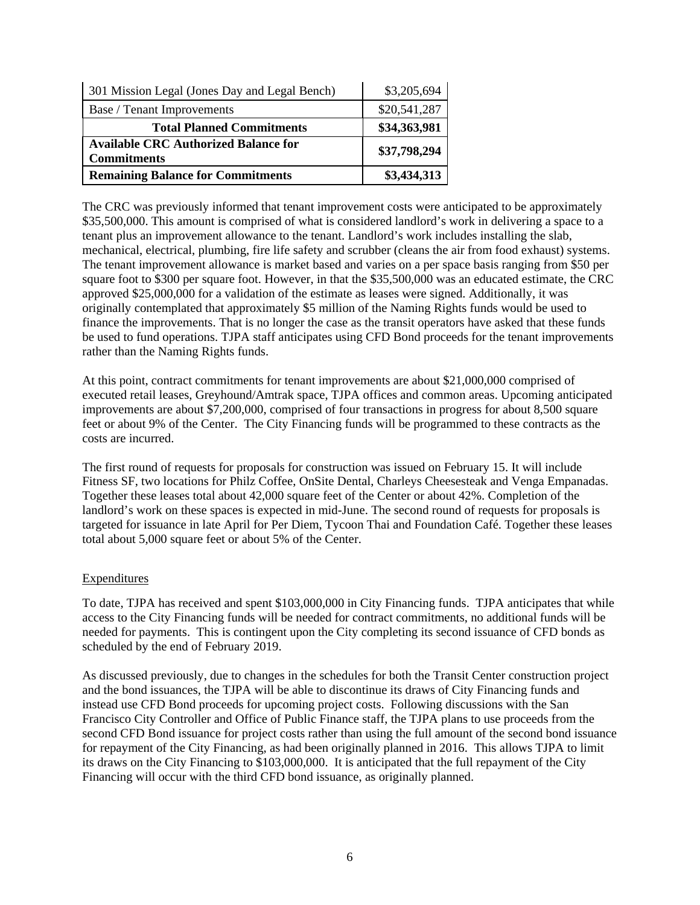| 301 Mission Legal (Jones Day and Legal Bench) | $3,205,694 |
|---|---|
| Base / Tenant Improvements | $20,541,287 |
| **Total Planned Commitments** | **$34,363,981** |
| **Available CRC Authorized Balance for Commitments** | **$37,798,294** |
| **Remaining Balance for Commitments** | **$3,434,313** |

The CRC was previously informed that tenant improvement costs were anticipated to be approximately $35,500,000. This amount is comprised of what is considered landlord's work in delivering a space to a tenant plus an improvement allowance to the tenant. Landlord's work includes installing the slab, mechanical, electrical, plumbing, fire life safety and scrubber (cleans the air from food exhaust) systems. The tenant improvement allowance is market based and varies on a per space basis ranging from $50 per square foot to $300 per square foot. However, in that the $35,500,000 was an educated estimate, the CRC approved $25,000,000 for a validation of the estimate as leases were signed. Additionally, it was originally contemplated that approximately $5 million of the Naming Rights funds would be used to finance the improvements. That is no longer the case as the transit operators have asked that these funds be used to fund operations. TJPA staff anticipates using CFD Bond proceeds for the tenant improvements rather than the Naming Rights funds.

At this point, contract commitments for tenant improvements are about $21,000,000 comprised of executed retail leases, Greyhound/Amtrak space, TJPA offices and common areas. Upcoming anticipated improvements are about $7,200,000, comprised of four transactions in progress for about 8,500 square feet or about 9% of the Center. The City Financing funds will be programmed to these contracts as the costs are incurred.

The first round of requests for proposals for construction was issued on February 15. It will include Fitness SF, two locations for Philz Coffee, OnSite Dental, Charleys Cheesesteak and Venga Empanadas. Together these leases total about 42,000 square feet of the Center or about 42%. Completion of the landlord's work on these spaces is expected in mid-June. The second round of requests for proposals is targeted for issuance in late April for Per Diem, Tycoon Thai and Foundation Café. Together these leases total about 5,000 square feet or about 5% of the Center.

Expenditures

To date, TJPA has received and spent $103,000,000 in City Financing funds. TJPA anticipates that while access to the City Financing funds will be needed for contract commitments, no additional funds will be needed for payments. This is contingent upon the City completing its second issuance of CFD bonds as scheduled by the end of February 2019.

As discussed previously, due to changes in the schedules for both the Transit Center construction project and the bond issuances, the TJPA will be able to discontinue its draws of City Financing funds and instead use CFD Bond proceeds for upcoming project costs. Following discussions with the San Francisco City Controller and Office of Public Finance staff, the TJPA plans to use proceeds from the second CFD Bond issuance for project costs rather than using the full amount of the second bond issuance for repayment of the City Financing, as had been originally planned in 2016. This allows TJPA to limit its draws on the City Financing to $103,000,000. It is anticipated that the full repayment of the City Financing will occur with the third CFD bond issuance, as originally planned.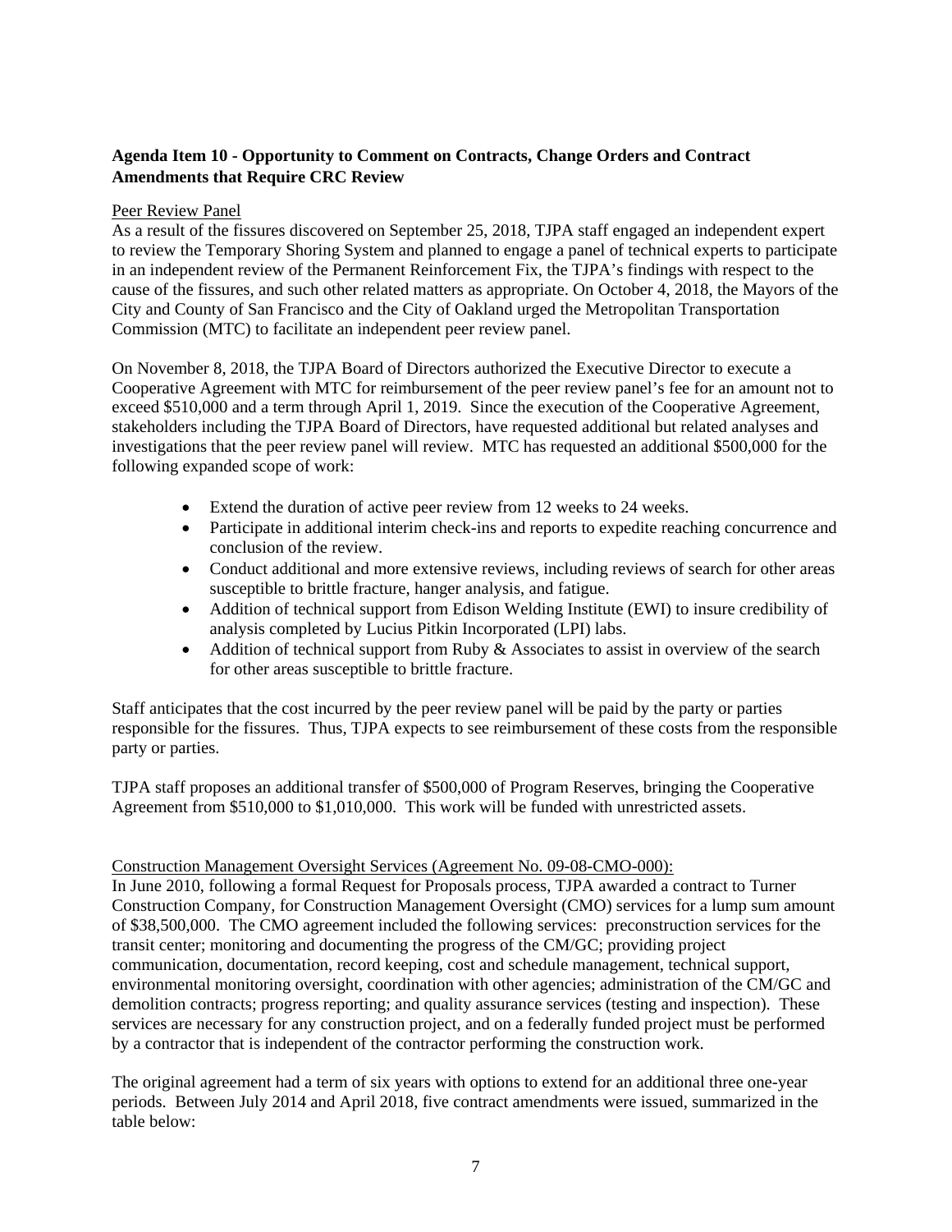**Agenda Item 10 - Opportunity to Comment on Contracts, Change Orders and Contract Amendments that Require CRC Review**

Peer Review Panel

As a result of the fissures discovered on September 25, 2018, TJPA staff engaged an independent expert to review the Temporary Shoring System and planned to engage a panel of technical experts to participate in an independent review of the Permanent Reinforcement Fix, the TJPA's findings with respect to the cause of the fissures, and such other related matters as appropriate. On October 4, 2018, the Mayors of the City and County of San Francisco and the City of Oakland urged the Metropolitan Transportation Commission (MTC) to facilitate an independent peer review panel.

On November 8, 2018, the TJPA Board of Directors authorized the Executive Director to execute a Cooperative Agreement with MTC for reimbursement of the peer review panel's fee for an amount not to exceed $510,000 and a term through April 1, 2019. Since the execution of the Cooperative Agreement, stakeholders including the TJPA Board of Directors, have requested additional but related analyses and investigations that the peer review panel will review. MTC has requested an additional $500,000 for the following expanded scope of work:

- Extend the duration of active peer review from 12 weeks to 24 weeks.
- Participate in additional interim check-ins and reports to expedite reaching concurrence and conclusion of the review.
- Conduct additional and more extensive reviews, including reviews of search for other areas susceptible to brittle fracture, hanger analysis, and fatigue.
- Addition of technical support from Edison Welding Institute (EWI) to insure credibility of analysis completed by Lucius Pitkin Incorporated (LPI) labs.
- Addition of technical support from Ruby & Associates to assist in overview of the search for other areas susceptible to brittle fracture.

Staff anticipates that the cost incurred by the peer review panel will be paid by the party or parties responsible for the fissures. Thus, TJPA expects to see reimbursement of these costs from the responsible party or parties.

TJPA staff proposes an additional transfer of $500,000 of Program Reserves, bringing the Cooperative Agreement from $510,000 to $1,010,000. This work will be funded with unrestricted assets.

Construction Management Oversight Services (Agreement No. 09-08-CMO-000):

In June 2010, following a formal Request for Proposals process, TJPA awarded a contract to Turner Construction Company, for Construction Management Oversight (CMO) services for a lump sum amount of $38,500,000. The CMO agreement included the following services: preconstruction services for the transit center; monitoring and documenting the progress of the CM/GC; providing project communication, documentation, record keeping, cost and schedule management, technical support, environmental monitoring oversight, coordination with other agencies; administration of the CM/GC and demolition contracts; progress reporting; and quality assurance services (testing and inspection). These services are necessary for any construction project, and on a federally funded project must be performed by a contractor that is independent of the contractor performing the construction work.

The original agreement had a term of six years with options to extend for an additional three one-year periods. Between July 2014 and April 2018, five contract amendments were issued, summarized in the table below: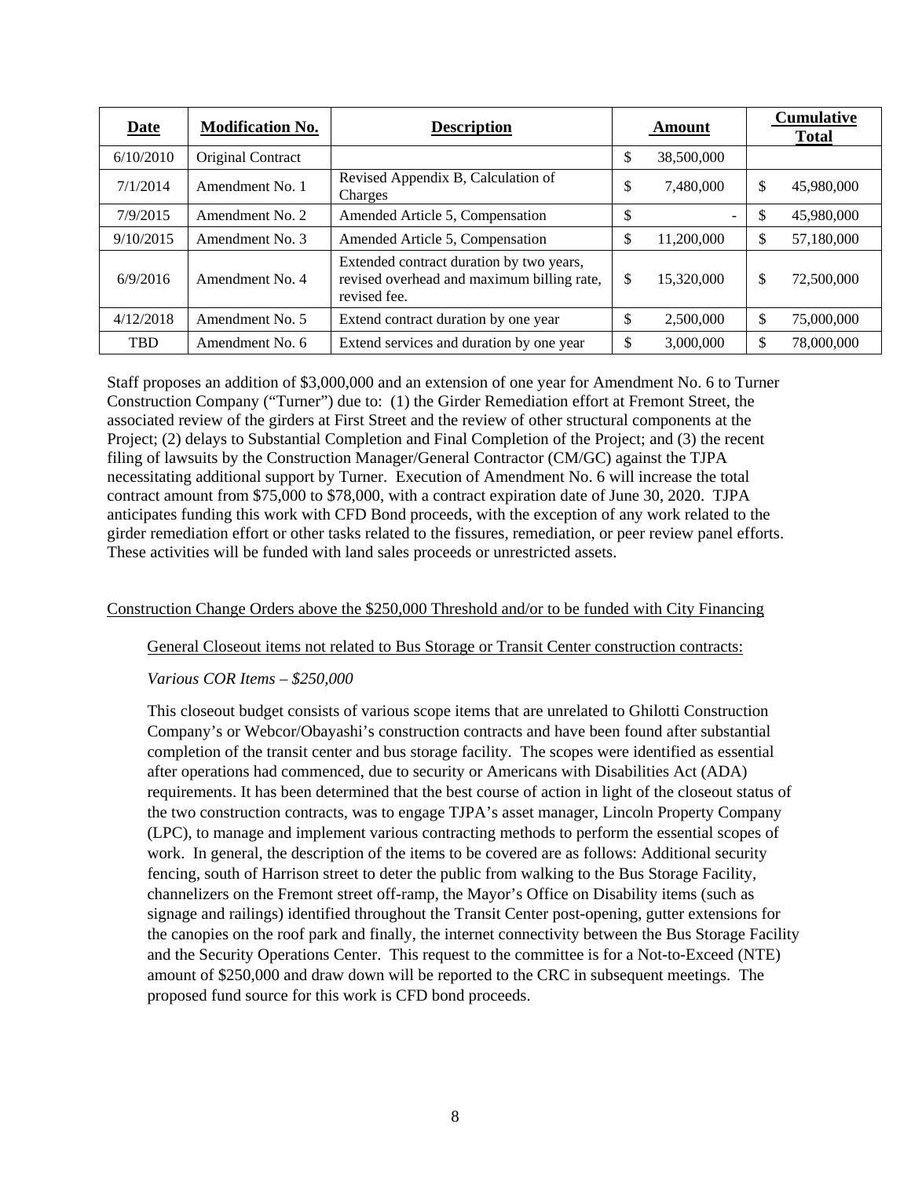| Date | Modification No. | Description | Amount | Cumulative Total |
|---|---|---|---|---|
| 6/10/2010 | Original Contract | | $ 38,500,000 | |
| 7/1/2014 | Amendment No. 1 | Revised Appendix B, Calculation of Charges | $ 7,480,000 | $ 45,980,000 |
| 7/9/2015 | Amendment No. 2 | Amended Article 5, Compensation | $ - | $ 45,980,000 |
| 9/10/2015 | Amendment No. 3 | Amended Article 5, Compensation | $ 11,200,000 | $ 57,180,000 |
| 6/9/2016 | Amendment No. 4 | Extended contract duration by two years, revised overhead and maximum billing rate, revised fee. | $ 15,320,000 | $ 72,500,000 |
| 4/12/2018 | Amendment No. 5 | Extend contract duration by one year | $ 2,500,000 | $ 75,000,000 |
| TBD | Amendment No. 6 | Extend services and duration by one year | $ 3,000,000 | $ 78,000,000 |

Staff proposes an addition of $3,000,000 and an extension of one year for Amendment No. 6 to Turner Construction Company ("Turner") due to: (1) the Girder Remediation effort at Fremont Street, the associated review of the girders at First Street and the review of other structural components at the Project; (2) delays to Substantial Completion and Final Completion of the Project; and (3) the recent filing of lawsuits by the Construction Manager/General Contractor (CM/GC) against the TJPA necessitating additional support by Turner. Execution of Amendment No. 6 will increase the total contract amount from $75,000 to $78,000, with a contract expiration date of June 30, 2020. TJPA anticipates funding this work with CFD Bond proceeds, with the exception of any work related to the girder remediation effort or other tasks related to the fissures, remediation, or peer review panel efforts. These activities will be funded with land sales proceeds or unrestricted assets.

<u>Construction Change Orders above the $250,000 Threshold and/or to be funded with City Financing</u>

<u>General Closeout items not related to Bus Storage or Transit Center construction contracts:</u>

*Various COR Items – $250,000*

This closeout budget consists of various scope items that are unrelated to Ghilotti Construction Company's or Webcor/Obayashi's construction contracts and have been found after substantial completion of the transit center and bus storage facility. The scopes were identified as essential after operations had commenced, due to security or Americans with Disabilities Act (ADA) requirements. It has been determined that the best course of action in light of the closeout status of the two construction contracts, was to engage TJPA's asset manager, Lincoln Property Company (LPC), to manage and implement various contracting methods to perform the essential scopes of work. In general, the description of the items to be covered are as follows: Additional security fencing, south of Harrison street to deter the public from walking to the Bus Storage Facility, channelizers on the Fremont street off-ramp, the Mayor's Office on Disability items (such as signage and railings) identified throughout the Transit Center post-opening, gutter extensions for the canopies on the roof park and finally, the internet connectivity between the Bus Storage Facility and the Security Operations Center. This request to the committee is for a Not-to-Exceed (NTE) amount of $250,000 and draw down will be reported to the CRC in subsequent meetings. The proposed fund source for this work is CFD bond proceeds.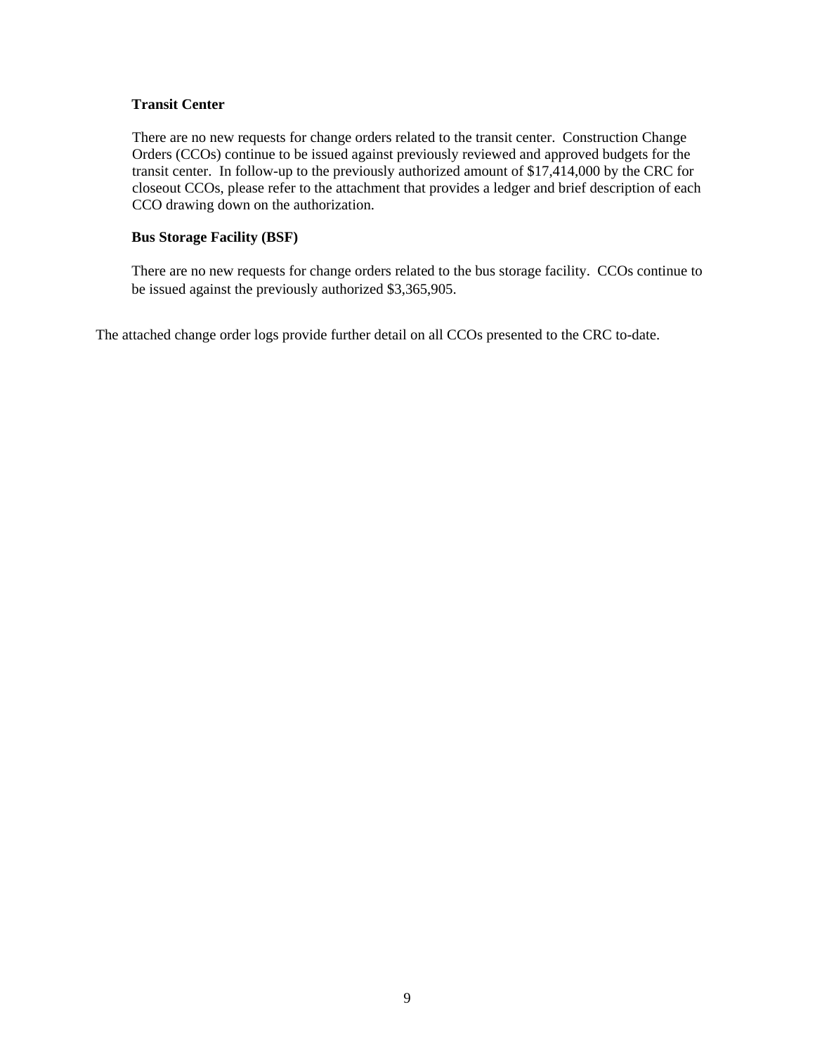**Transit Center**

There are no new requests for change orders related to the transit center. Construction Change Orders (CCOs) continue to be issued against previously reviewed and approved budgets for the transit center. In follow-up to the previously authorized amount of $17,414,000 by the CRC for closeout CCOs, please refer to the attachment that provides a ledger and brief description of each CCO drawing down on the authorization.

**Bus Storage Facility (BSF)**

There are no new requests for change orders related to the bus storage facility. CCOs continue to be issued against the previously authorized $3,365,905.

The attached change order logs provide further detail on all CCOs presented to the CRC to-date.